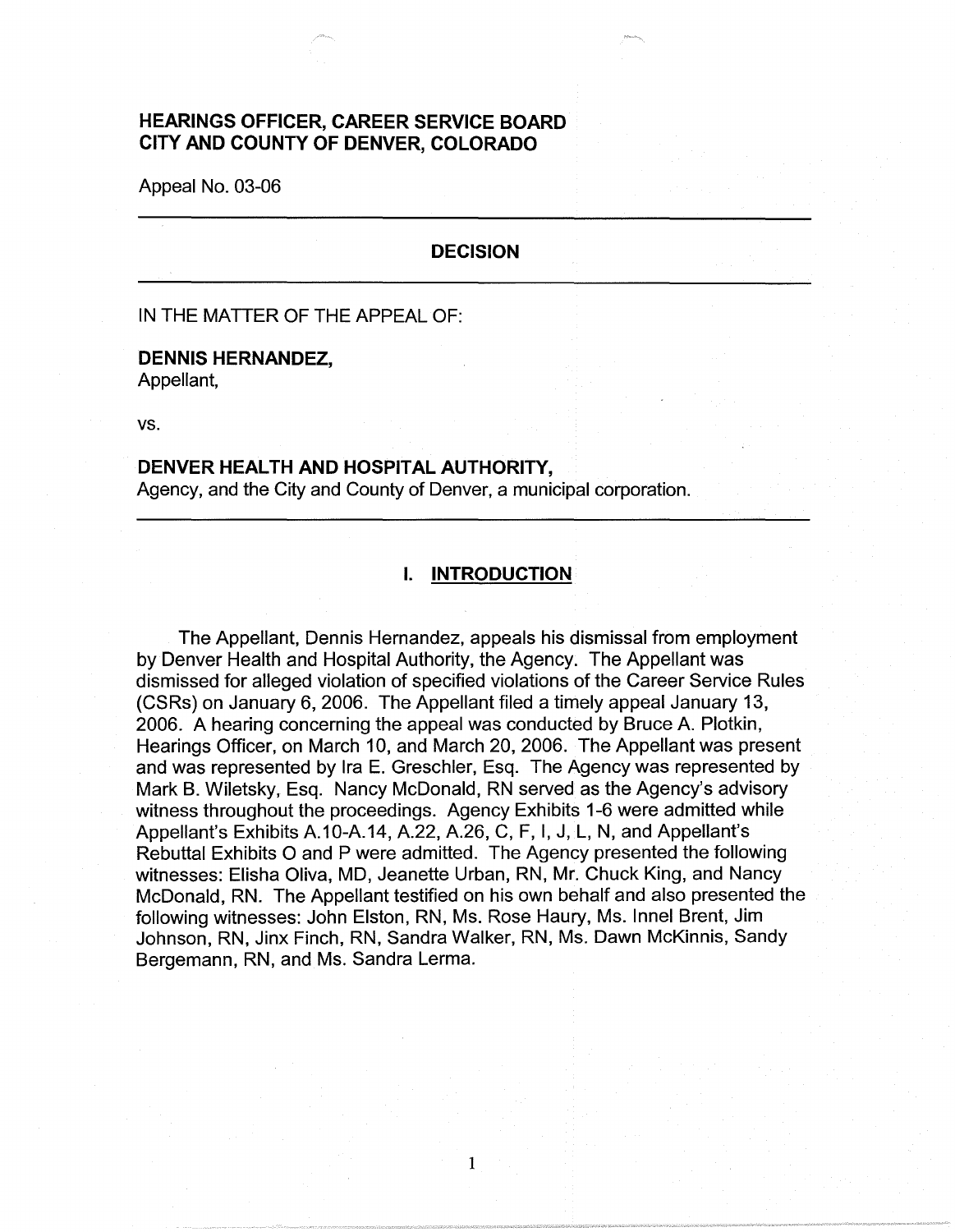**HEARINGS OFFICER, CAREER SERVICE BOARD**
**CITY AND COUNTY OF DENVER, COLORADO**

Appeal No. 03-06

---

## DECISION

---

IN THE MATTER OF THE APPEAL OF:

**DENNIS HERNANDEZ,**
Appellant,

vs.

**DENVER HEALTH AND HOSPITAL AUTHORITY,**
Agency, and the City and County of Denver, a municipal corporation.

---

## I. INTRODUCTION

The Appellant, Dennis Hernandez, appeals his dismissal from employment by Denver Health and Hospital Authority, the Agency. The Appellant was dismissed for alleged violation of specified violations of the Career Service Rules (CSRs) on January 6, 2006. The Appellant filed a timely appeal January 13, 2006. A hearing concerning the appeal was conducted by Bruce A. Plotkin, Hearings Officer, on March 10, and March 20, 2006. The Appellant was present and was represented by Ira E. Greschler, Esq. The Agency was represented by Mark B. Wiletsky, Esq. Nancy McDonald, RN served as the Agency's advisory witness throughout the proceedings. Agency Exhibits 1-6 were admitted while Appellant's Exhibits A.10-A.14, A.22, A.26, C, F, I, J, L, N, and Appellant's Rebuttal Exhibits O and P were admitted. The Agency presented the following witnesses: Elisha Oliva, MD, Jeanette Urban, RN, Mr. Chuck King, and Nancy McDonald, RN. The Appellant testified on his own behalf and also presented the following witnesses: John Elston, RN, Ms. Rose Haury, Ms. Innel Brent, Jim Johnson, RN, Jinx Finch, RN, Sandra Walker, RN, Ms. Dawn McKinnis, Sandy Bergemann, RN, and Ms. Sandra Lerma.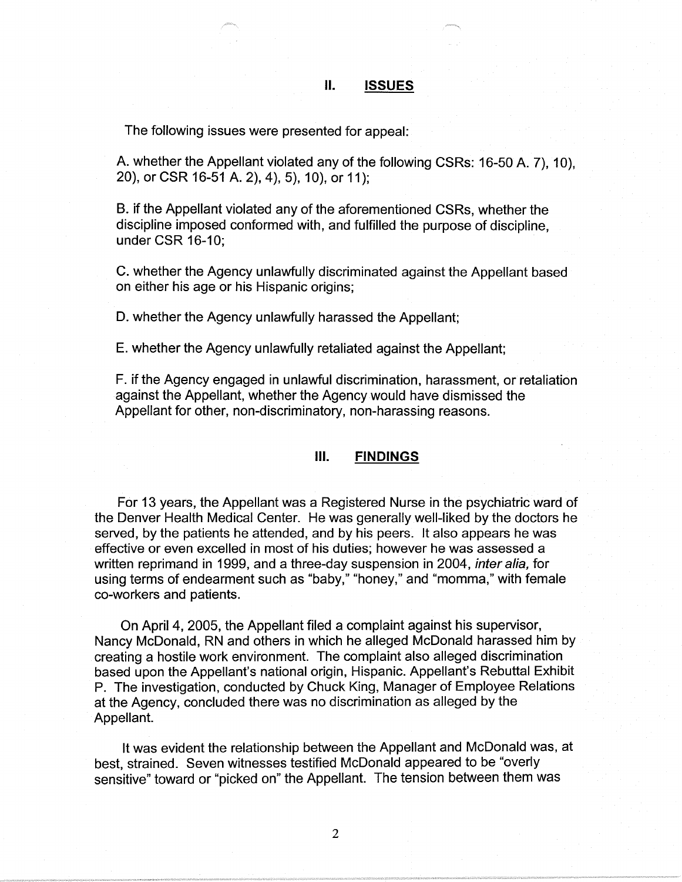## II. ISSUES

The following issues were presented for appeal:

A. whether the Appellant violated any of the following CSRs: 16-50 A. 7), 10), 20), or CSR 16-51 A. 2), 4), 5), 10), or 11);

B. if the Appellant violated any of the aforementioned CSRs, whether the discipline imposed conformed with, and fulfilled the purpose of discipline, under CSR 16-10;

C. whether the Agency unlawfully discriminated against the Appellant based on either his age or his Hispanic origins;

D. whether the Agency unlawfully harassed the Appellant;

E. whether the Agency unlawfully retaliated against the Appellant;

F. if the Agency engaged in unlawful discrimination, harassment, or retaliation against the Appellant, whether the Agency would have dismissed the Appellant for other, non-discriminatory, non-harassing reasons.

## III. FINDINGS

For 13 years, the Appellant was a Registered Nurse in the psychiatric ward of the Denver Health Medical Center. He was generally well-liked by the doctors he served, by the patients he attended, and by his peers. It also appears he was effective or even excelled in most of his duties; however he was assessed a written reprimand in 1999, and a three-day suspension in 2004, *inter alia,* for using terms of endearment such as "baby," "honey," and "momma," with female co-workers and patients.

On April 4, 2005, the Appellant filed a complaint against his supervisor, Nancy McDonald, RN and others in which he alleged McDonald harassed him by creating a hostile work environment. The complaint also alleged discrimination based upon the Appellant's national origin, Hispanic. Appellant's Rebuttal Exhibit P. The investigation, conducted by Chuck King, Manager of Employee Relations at the Agency, concluded there was no discrimination as alleged by the Appellant.

It was evident the relationship between the Appellant and McDonald was, at best, strained. Seven witnesses testified McDonald appeared to be "overly sensitive" toward or "picked on" the Appellant. The tension between them was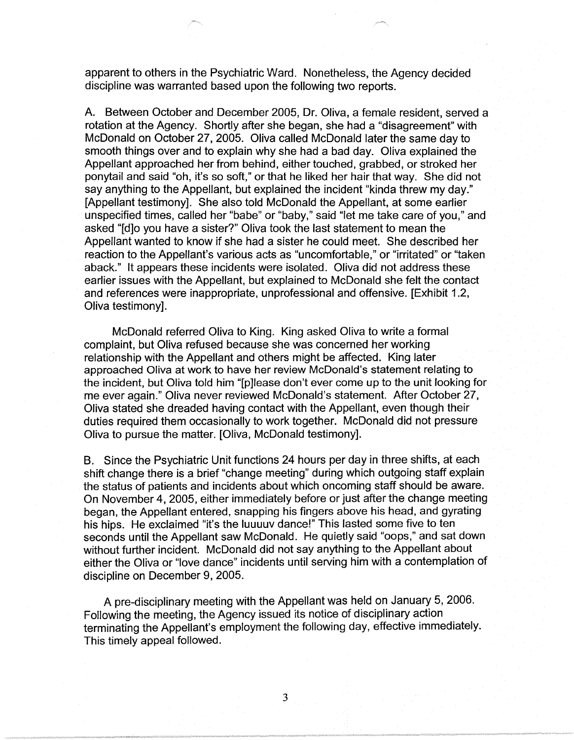apparent to others in the Psychiatric Ward. Nonetheless, the Agency decided discipline was warranted based upon the following two reports.

A. Between October and December 2005, Dr. Oliva, a female resident, served a rotation at the Agency. Shortly after she began, she had a "disagreement" with McDonald on October 27, 2005. Oliva called McDonald later the same day to smooth things over and to explain why she had a bad day. Oliva explained the Appellant approached her from behind, either touched, grabbed, or stroked her ponytail and said "oh, it's so soft," or that he liked her hair that way. She did not say anything to the Appellant, but explained the incident "kinda threw my day." [Appellant testimony]. She also told McDonald the Appellant, at some earlier unspecified times, called her "babe" or "baby," said "let me take care of you," and asked "[d]o you have a sister?" Oliva took the last statement to mean the Appellant wanted to know if she had a sister he could meet. She described her reaction to the Appellant's various acts as "uncomfortable," or "irritated" or "taken aback." It appears these incidents were isolated. Oliva did not address these earlier issues with the Appellant, but explained to McDonald she felt the contact and references were inappropriate, unprofessional and offensive. [Exhibit 1.2, Oliva testimony].

McDonald referred Oliva to King. King asked Oliva to write a formal complaint, but Oliva refused because she was concerned her working relationship with the Appellant and others might be affected. King later approached Oliva at work to have her review McDonald's statement relating to the incident, but Oliva told him "[p]lease don't ever come up to the unit looking for me ever again." Oliva never reviewed McDonald's statement. After October 27, Oliva stated she dreaded having contact with the Appellant, even though their duties required them occasionally to work together. McDonald did not pressure Oliva to pursue the matter. [Oliva, McDonald testimony].

B. Since the Psychiatric Unit functions 24 hours per day in three shifts, at each shift change there is a brief "change meeting" during which outgoing staff explain the status of patients and incidents about which oncoming staff should be aware. On November 4, 2005, either immediately before or just after the change meeting began, the Appellant entered, snapping his fingers above his head, and gyrating his hips. He exclaimed "it's the luuuuv dance!" This lasted some five to ten seconds until the Appellant saw McDonald. He quietly said "oops," and sat down without further incident. McDonald did not say anything to the Appellant about either the Oliva or "love dance" incidents until serving him with a contemplation of discipline on December 9, 2005.

A pre-disciplinary meeting with the Appellant was held on January 5, 2006. Following the meeting, the Agency issued its notice of disciplinary action terminating the Appellant's employment the following day, effective immediately. This timely appeal followed.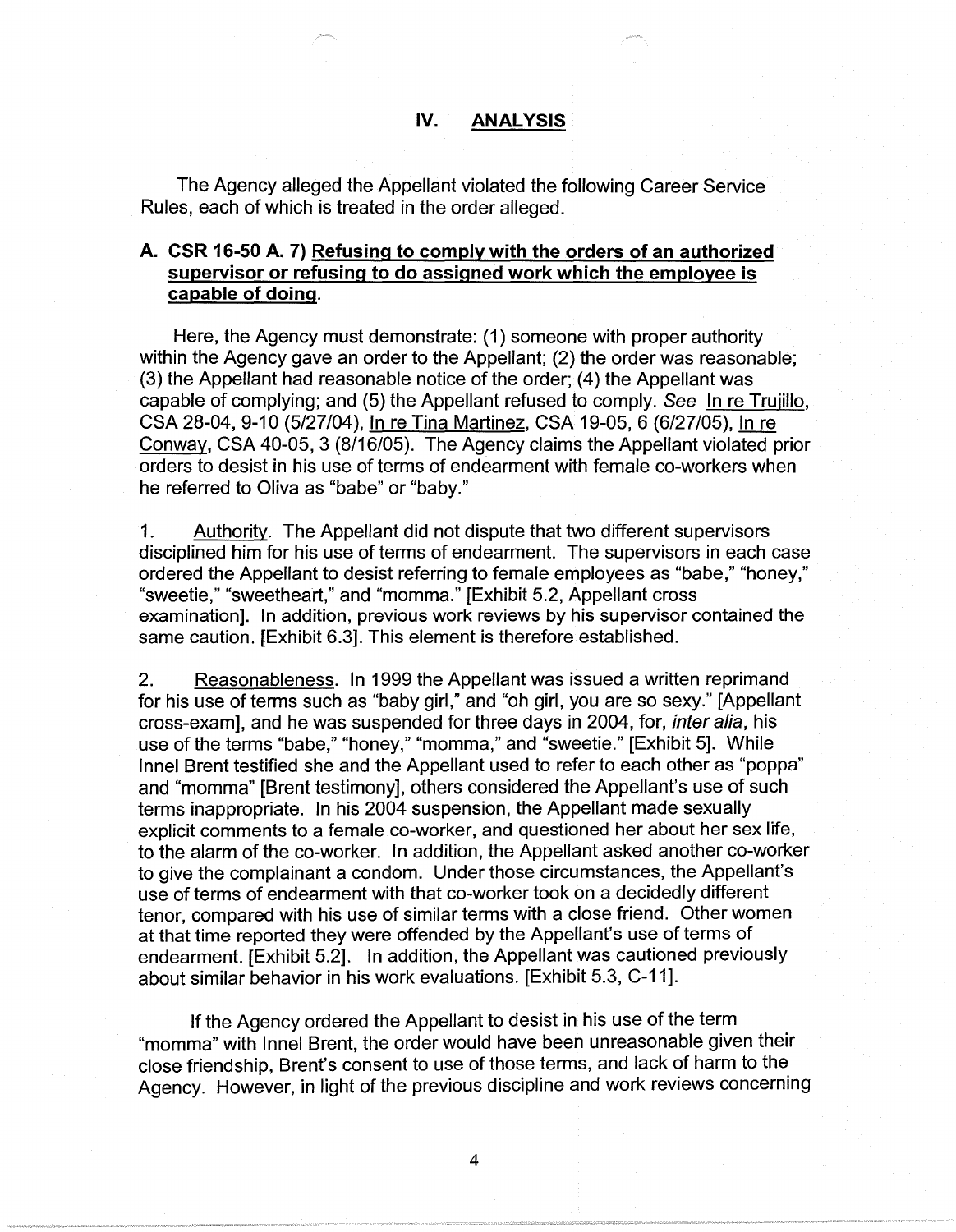## IV. ANALYSIS

The Agency alleged the Appellant violated the following Career Service Rules, each of which is treated in the order alleged.

### A. CSR 16-50 A. 7) Refusing to comply with the orders of an authorized supervisor or refusing to do assigned work which the employee is capable of doing.

Here, the Agency must demonstrate: (1) someone with proper authority within the Agency gave an order to the Appellant; (2) the order was reasonable; (3) the Appellant had reasonable notice of the order; (4) the Appellant was capable of complying; and (5) the Appellant refused to comply. *See* In re Trujillo, CSA 28-04, 9-10 (5/27/04), In re Tina Martinez, CSA 19-05, 6 (6/27/05), In re Conway, CSA 40-05, 3 (8/16/05). The Agency claims the Appellant violated prior orders to desist in his use of terms of endearment with female co-workers when he referred to Oliva as "babe" or "baby."

1. Authority. The Appellant did not dispute that two different supervisors disciplined him for his use of terms of endearment. The supervisors in each case ordered the Appellant to desist referring to female employees as "babe," "honey," "sweetie," "sweetheart," and "momma." [Exhibit 5.2, Appellant cross examination]. In addition, previous work reviews by his supervisor contained the same caution. [Exhibit 6.3]. This element is therefore established.

2. Reasonableness. In 1999 the Appellant was issued a written reprimand for his use of terms such as "baby girl," and "oh girl, you are so sexy." [Appellant cross-exam], and he was suspended for three days in 2004, for, *inter alia*, his use of the terms "babe," "honey," "momma," and "sweetie." [Exhibit 5]. While Innel Brent testified she and the Appellant used to refer to each other as "poppa" and "momma" [Brent testimony], others considered the Appellant's use of such terms inappropriate. In his 2004 suspension, the Appellant made sexually explicit comments to a female co-worker, and questioned her about her sex life, to the alarm of the co-worker. In addition, the Appellant asked another co-worker to give the complainant a condom. Under those circumstances, the Appellant's use of terms of endearment with that co-worker took on a decidedly different tenor, compared with his use of similar terms with a close friend. Other women at that time reported they were offended by the Appellant's use of terms of endearment. [Exhibit 5.2]. In addition, the Appellant was cautioned previously about similar behavior in his work evaluations. [Exhibit 5.3, C-11].

If the Agency ordered the Appellant to desist in his use of the term "momma" with Innel Brent, the order would have been unreasonable given their close friendship, Brent's consent to use of those terms, and lack of harm to the Agency. However, in light of the previous discipline and work reviews concerning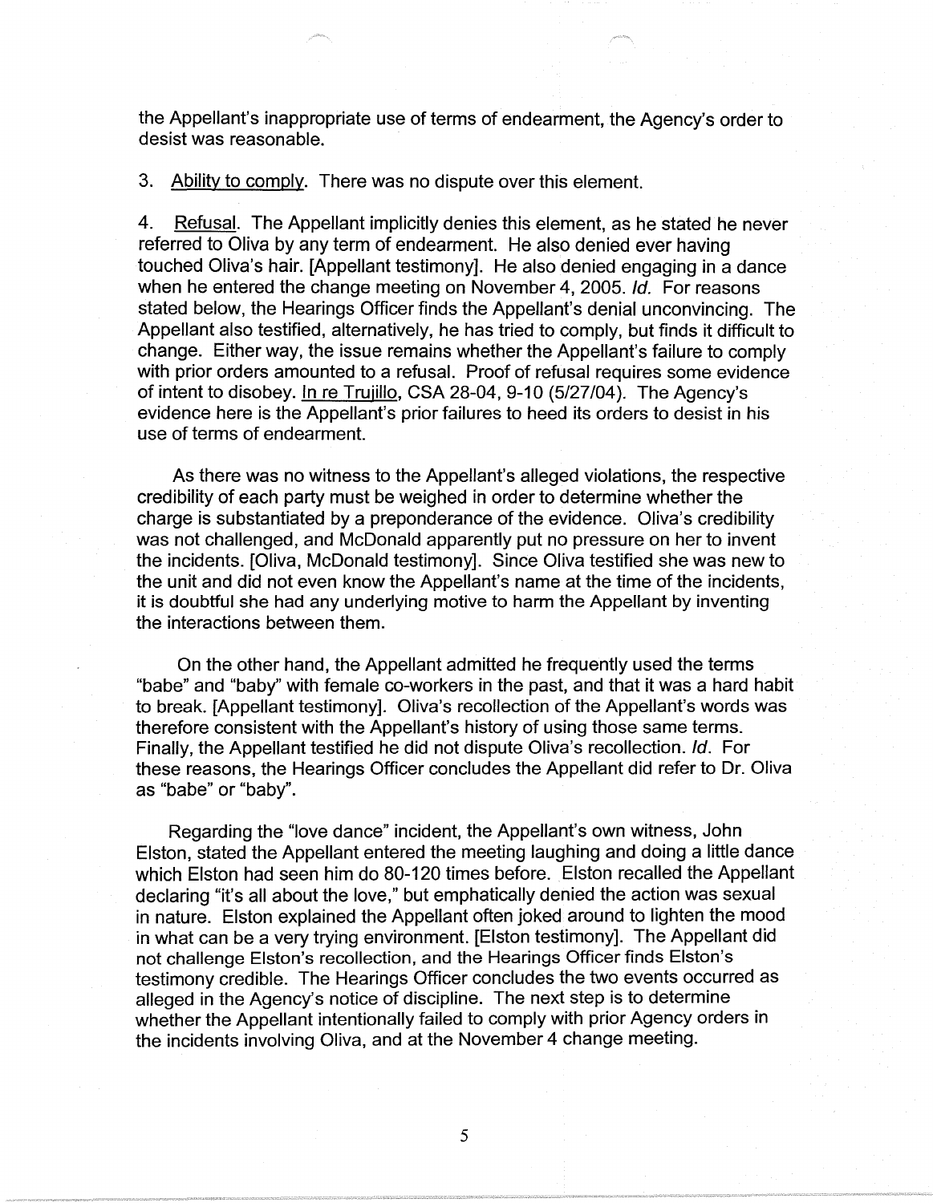the Appellant's inappropriate use of terms of endearment, the Agency's order to desist was reasonable.

3. Ability to comply. There was no dispute over this element.

4. Refusal. The Appellant implicitly denies this element, as he stated he never referred to Oliva by any term of endearment. He also denied ever having touched Oliva's hair. [Appellant testimony]. He also denied engaging in a dance when he entered the change meeting on November 4, 2005. *Id.* For reasons stated below, the Hearings Officer finds the Appellant's denial unconvincing. The Appellant also testified, alternatively, he has tried to comply, but finds it difficult to change. Either way, the issue remains whether the Appellant's failure to comply with prior orders amounted to a refusal. Proof of refusal requires some evidence of intent to disobey. In re Trujillo, CSA 28-04, 9-10 (5/27/04). The Agency's evidence here is the Appellant's prior failures to heed its orders to desist in his use of terms of endearment.

As there was no witness to the Appellant's alleged violations, the respective credibility of each party must be weighed in order to determine whether the charge is substantiated by a preponderance of the evidence. Oliva's credibility was not challenged, and McDonald apparently put no pressure on her to invent the incidents. [Oliva, McDonald testimony]. Since Oliva testified she was new to the unit and did not even know the Appellant's name at the time of the incidents, it is doubtful she had any underlying motive to harm the Appellant by inventing the interactions between them.

On the other hand, the Appellant admitted he frequently used the terms "babe" and "baby" with female co-workers in the past, and that it was a hard habit to break. [Appellant testimony]. Oliva's recollection of the Appellant's words was therefore consistent with the Appellant's history of using those same terms. Finally, the Appellant testified he did not dispute Oliva's recollection. *Id.* For these reasons, the Hearings Officer concludes the Appellant did refer to Dr. Oliva as "babe" or "baby".

Regarding the "love dance" incident, the Appellant's own witness, John Elston, stated the Appellant entered the meeting laughing and doing a little dance which Elston had seen him do 80-120 times before. Elston recalled the Appellant declaring "it's all about the love," but emphatically denied the action was sexual in nature. Elston explained the Appellant often joked around to lighten the mood in what can be a very trying environment. [Elston testimony]. The Appellant did not challenge Elston's recollection, and the Hearings Officer finds Elston's testimony credible. The Hearings Officer concludes the two events occurred as alleged in the Agency's notice of discipline. The next step is to determine whether the Appellant intentionally failed to comply with prior Agency orders in the incidents involving Oliva, and at the November 4 change meeting.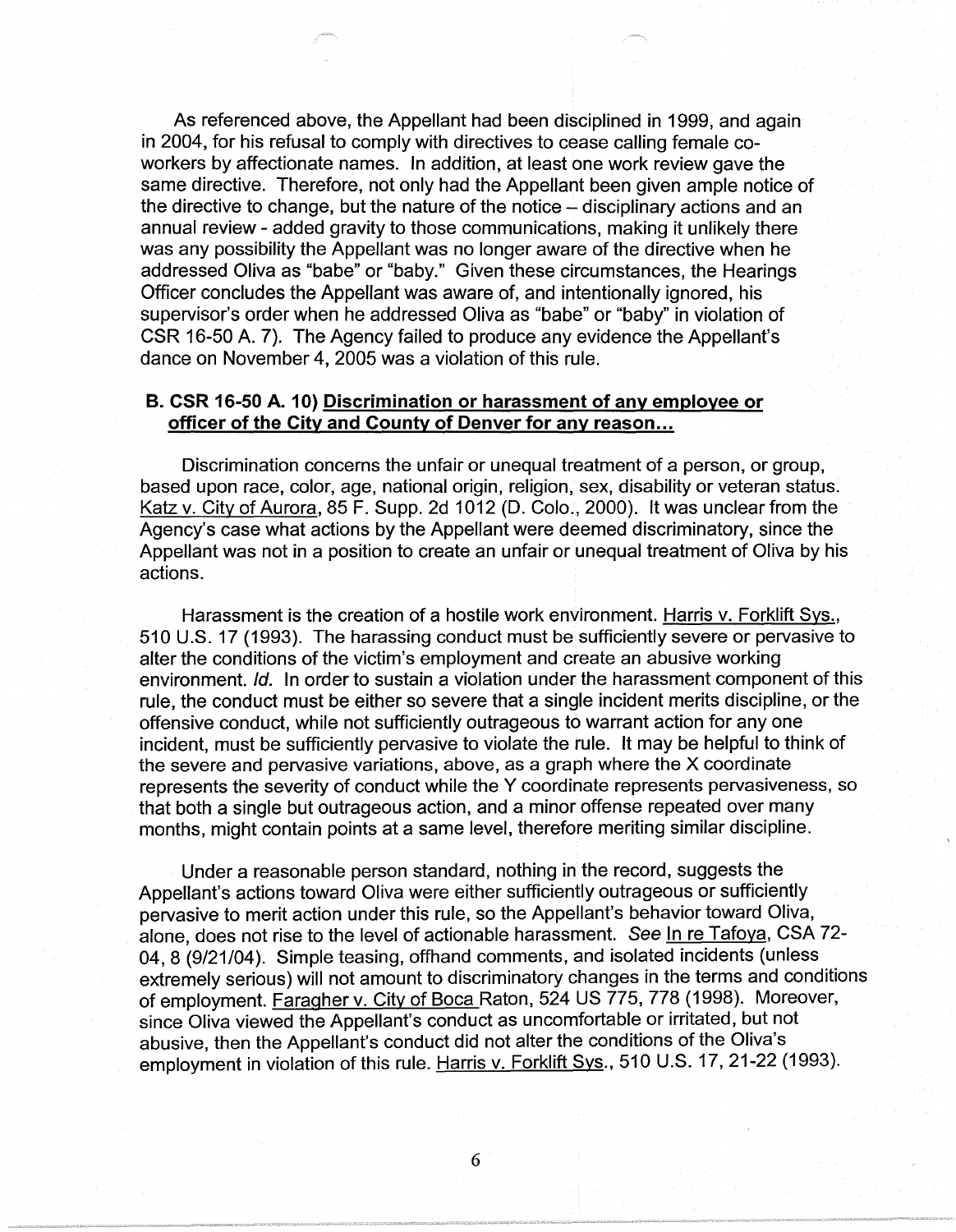As referenced above, the Appellant had been disciplined in 1999, and again in 2004, for his refusal to comply with directives to cease calling female co-workers by affectionate names. In addition, at least one work review gave the same directive. Therefore, not only had the Appellant been given ample notice of the directive to change, but the nature of the notice – disciplinary actions and an annual review - added gravity to those communications, making it unlikely there was any possibility the Appellant was no longer aware of the directive when he addressed Oliva as "babe" or "baby." Given these circumstances, the Hearings Officer concludes the Appellant was aware of, and intentionally ignored, his supervisor's order when he addressed Oliva as "babe" or "baby" in violation of CSR 16-50 A. 7). The Agency failed to produce any evidence the Appellant's dance on November 4, 2005 was a violation of this rule.

### B. CSR 16-50 A. 10) Discrimination or harassment of any employee or officer of the City and County of Denver for any reason...

Discrimination concerns the unfair or unequal treatment of a person, or group, based upon race, color, age, national origin, religion, sex, disability or veteran status. Katz v. City of Aurora, 85 F. Supp. 2d 1012 (D. Colo., 2000). It was unclear from the Agency's case what actions by the Appellant were deemed discriminatory, since the Appellant was not in a position to create an unfair or unequal treatment of Oliva by his actions.

Harassment is the creation of a hostile work environment. Harris v. Forklift Sys., 510 U.S. 17 (1993). The harassing conduct must be sufficiently severe or pervasive to alter the conditions of the victim's employment and create an abusive working environment. *Id.* In order to sustain a violation under the harassment component of this rule, the conduct must be either so severe that a single incident merits discipline, or the offensive conduct, while not sufficiently outrageous to warrant action for any one incident, must be sufficiently pervasive to violate the rule. It may be helpful to think of the severe and pervasive variations, above, as a graph where the X coordinate represents the severity of conduct while the Y coordinate represents pervasiveness, so that both a single but outrageous action, and a minor offense repeated over many months, might contain points at a same level, therefore meriting similar discipline.

Under a reasonable person standard, nothing in the record, suggests the Appellant's actions toward Oliva were either sufficiently outrageous or sufficiently pervasive to merit action under this rule, so the Appellant's behavior toward Oliva, alone, does not rise to the level of actionable harassment. *See* In re Tafoya, CSA 72-04, 8 (9/21/04). Simple teasing, offhand comments, and isolated incidents (unless extremely serious) will not amount to discriminatory changes in the terms and conditions of employment. Faragher v. City of Boca Raton, 524 US 775, 778 (1998). Moreover, since Oliva viewed the Appellant's conduct as uncomfortable or irritated, but not abusive, then the Appellant's conduct did not alter the conditions of the Oliva's employment in violation of this rule. Harris v. Forklift Sys., 510 U.S. 17, 21-22 (1993).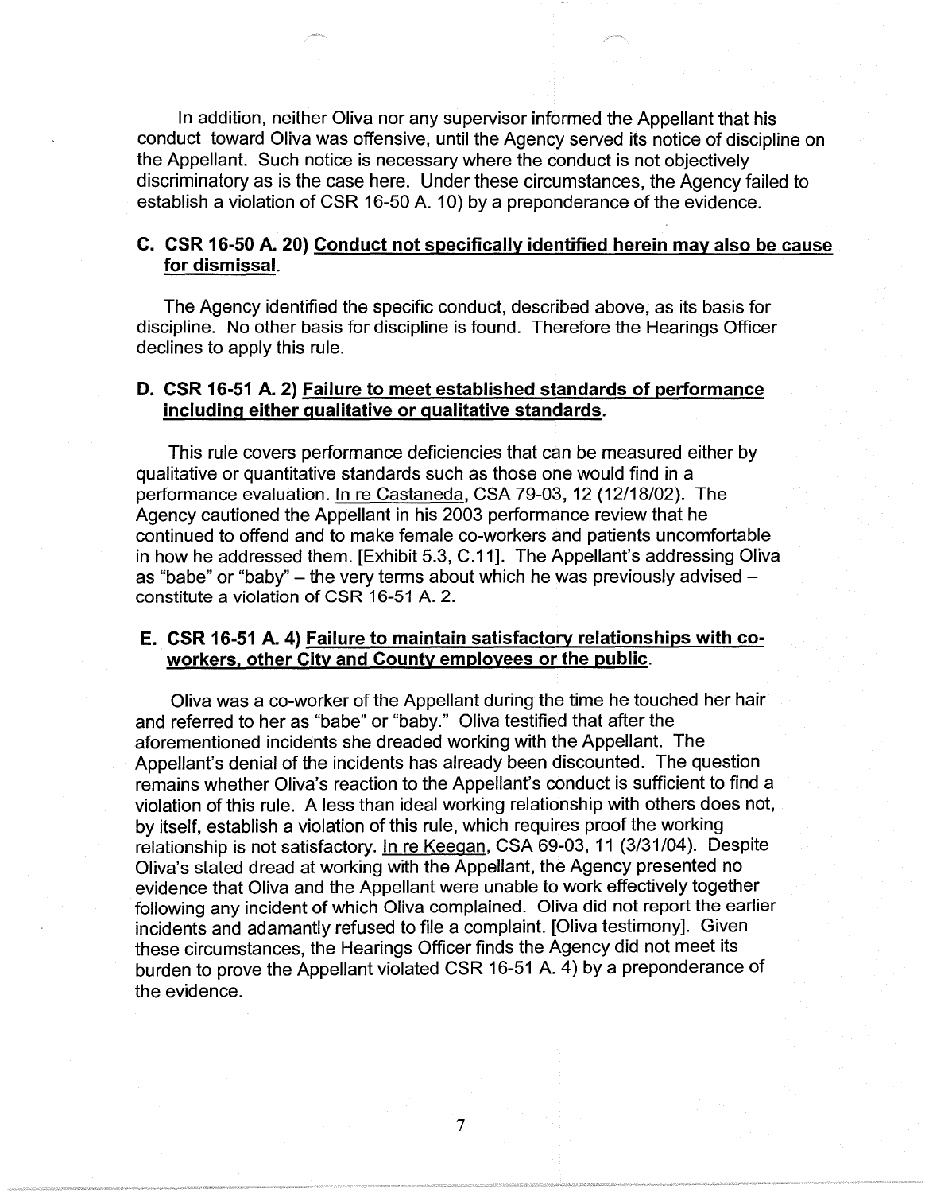In addition, neither Oliva nor any supervisor informed the Appellant that his conduct toward Oliva was offensive, until the Agency served its notice of discipline on the Appellant. Such notice is necessary where the conduct is not objectively discriminatory as is the case here. Under these circumstances, the Agency failed to establish a violation of CSR 16-50 A. 10) by a preponderance of the evidence.

### C. CSR 16-50 A. 20) <u>Conduct not specifically identified herein may also be cause for dismissal</u>.

The Agency identified the specific conduct, described above, as its basis for discipline. No other basis for discipline is found. Therefore the Hearings Officer declines to apply this rule.

### D. CSR 16-51 A. 2) <u>Failure to meet established standards of performance including either qualitative or qualitative standards</u>.

This rule covers performance deficiencies that can be measured either by qualitative or quantitative standards such as those one would find in a performance evaluation. <u>In re Castaneda</u>, CSA 79-03, 12 (12/18/02). The Agency cautioned the Appellant in his 2003 performance review that he continued to offend and to make female co-workers and patients uncomfortable in how he addressed them. [Exhibit 5.3, C.11]. The Appellant's addressing Oliva as "babe" or "baby" – the very terms about which he was previously advised – constitute a violation of CSR 16-51 A. 2.

### E. CSR 16-51 A. 4) <u>Failure to maintain satisfactory relationships with co-workers, other City and County employees or the public</u>.

Oliva was a co-worker of the Appellant during the time he touched her hair and referred to her as "babe" or "baby." Oliva testified that after the aforementioned incidents she dreaded working with the Appellant. The Appellant's denial of the incidents has already been discounted. The question remains whether Oliva's reaction to the Appellant's conduct is sufficient to find a violation of this rule. A less than ideal working relationship with others does not, by itself, establish a violation of this rule, which requires proof the working relationship is not satisfactory. <u>In re Keegan</u>, CSA 69-03, 11 (3/31/04). Despite Oliva's stated dread at working with the Appellant, the Agency presented no evidence that Oliva and the Appellant were unable to work effectively together following any incident of which Oliva complained. Oliva did not report the earlier incidents and adamantly refused to file a complaint. [Oliva testimony]. Given these circumstances, the Hearings Officer finds the Agency did not meet its burden to prove the Appellant violated CSR 16-51 A. 4) by a preponderance of the evidence.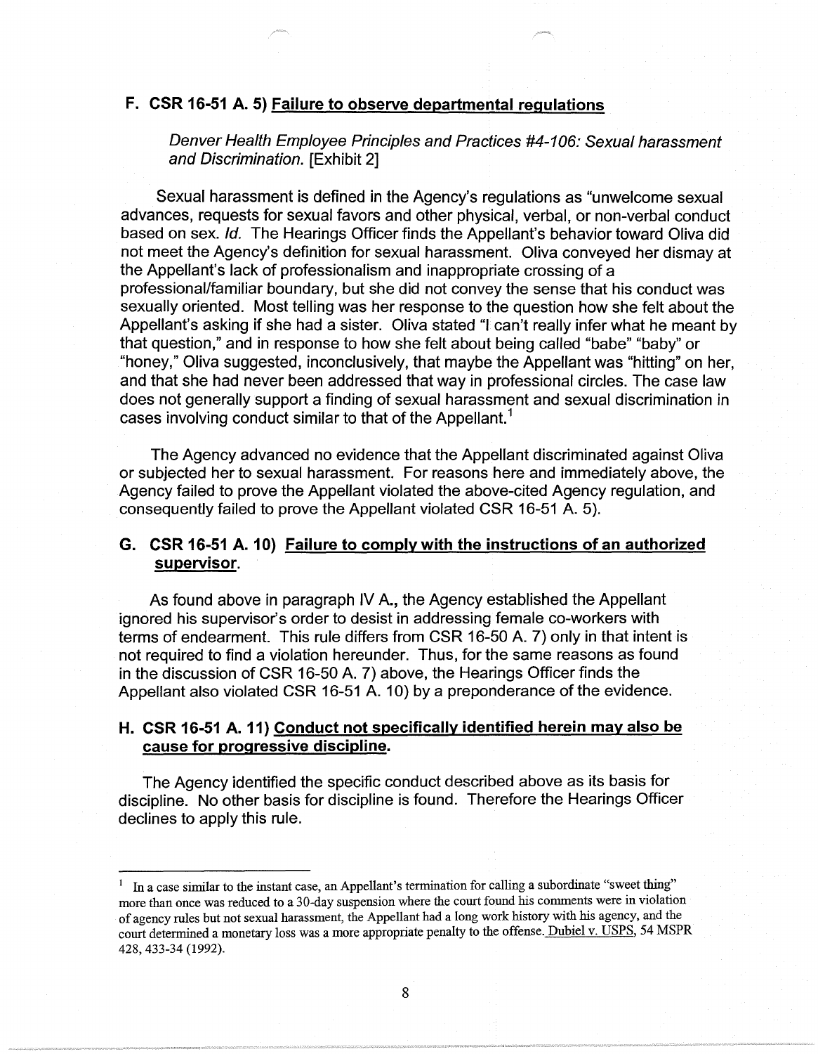### F. CSR 16-51 A. 5) <u>Failure to observe departmental regulations</u>

*Denver Health Employee Principles and Practices #4-106: Sexual harassment and Discrimination.* [Exhibit 2]

Sexual harassment is defined in the Agency's regulations as "unwelcome sexual advances, requests for sexual favors and other physical, verbal, or non-verbal conduct based on sex. *Id.* The Hearings Officer finds the Appellant's behavior toward Oliva did not meet the Agency's definition for sexual harassment. Oliva conveyed her dismay at the Appellant's lack of professionalism and inappropriate crossing of a professional/familiar boundary, but she did not convey the sense that his conduct was sexually oriented. Most telling was her response to the question how she felt about the Appellant's asking if she had a sister. Oliva stated "I can't really infer what he meant by that question," and in response to how she felt about being called "babe" "baby" or "honey," Oliva suggested, inconclusively, that maybe the Appellant was "hitting" on her, and that she had never been addressed that way in professional circles. The case law does not generally support a finding of sexual harassment and sexual discrimination in cases involving conduct similar to that of the Appellant.[1]

The Agency advanced no evidence that the Appellant discriminated against Oliva or subjected her to sexual harassment. For reasons here and immediately above, the Agency failed to prove the Appellant violated the above-cited Agency regulation, and consequently failed to prove the Appellant violated CSR 16-51 A. 5).

### G. CSR 16-51 A. 10) <u>Failure to comply with the instructions of an authorized supervisor</u>.

As found above in paragraph IV A., the Agency established the Appellant ignored his supervisor's order to desist in addressing female co-workers with terms of endearment. This rule differs from CSR 16-50 A. 7) only in that intent is not required to find a violation hereunder. Thus, for the same reasons as found in the discussion of CSR 16-50 A. 7) above, the Hearings Officer finds the Appellant also violated CSR 16-51 A. 10) by a preponderance of the evidence.

### H. CSR 16-51 A. 11) <u>Conduct not specifically identified herein may also be cause for progressive discipline</u>.

The Agency identified the specific conduct described above as its basis for discipline. No other basis for discipline is found. Therefore the Hearings Officer declines to apply this rule.

---

[1] In a case similar to the instant case, an Appellant's termination for calling a subordinate "sweet thing" more than once was reduced to a 30-day suspension where the court found his comments were in violation of agency rules but not sexual harassment, the Appellant had a long work history with his agency, and the court determined a monetary loss was a more appropriate penalty to the offense. <u>Dubiel v. USPS</u>, 54 MSPR 428, 433-34 (1992).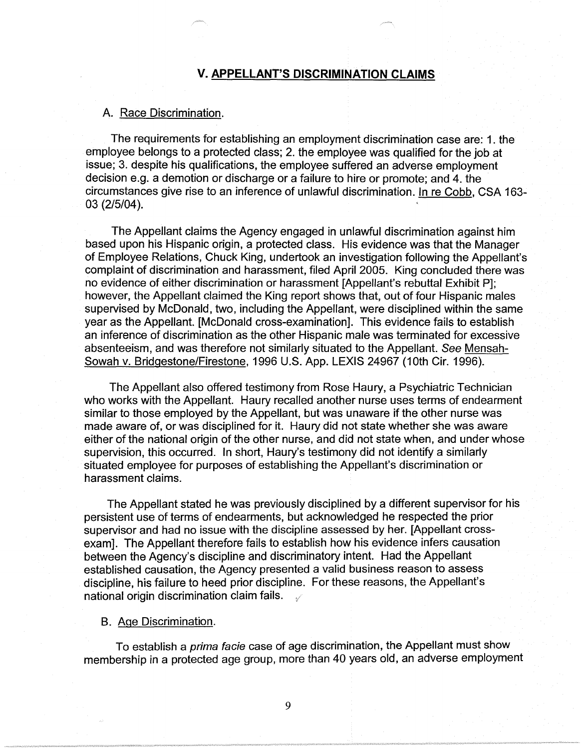## V. APPELLANT'S DISCRIMINATION CLAIMS

A. Race Discrimination.

The requirements for establishing an employment discrimination case are: 1. the employee belongs to a protected class; 2. the employee was qualified for the job at issue; 3. despite his qualifications, the employee suffered an adverse employment decision e.g. a demotion or discharge or a failure to hire or promote; and 4. the circumstances give rise to an inference of unlawful discrimination. In re Cobb, CSA 163-03 (2/5/04).

The Appellant claims the Agency engaged in unlawful discrimination against him based upon his Hispanic origin, a protected class. His evidence was that the Manager of Employee Relations, Chuck King, undertook an investigation following the Appellant's complaint of discrimination and harassment, filed April 2005. King concluded there was no evidence of either discrimination or harassment [Appellant's rebuttal Exhibit P]; however, the Appellant claimed the King report shows that, out of four Hispanic males supervised by McDonald, two, including the Appellant, were disciplined within the same year as the Appellant. [McDonald cross-examination]. This evidence fails to establish an inference of discrimination as the other Hispanic male was terminated for excessive absenteeism, and was therefore not similarly situated to the Appellant. *See* Mensah-Sowah v. Bridgestone/Firestone, 1996 U.S. App. LEXIS 24967 (10th Cir. 1996).

The Appellant also offered testimony from Rose Haury, a Psychiatric Technician who works with the Appellant. Haury recalled another nurse uses terms of endearment similar to those employed by the Appellant, but was unaware if the other nurse was made aware of, or was disciplined for it. Haury did not state whether she was aware either of the national origin of the other nurse, and did not state when, and under whose supervision, this occurred. In short, Haury's testimony did not identify a similarly situated employee for purposes of establishing the Appellant's discrimination or harassment claims.

The Appellant stated he was previously disciplined by a different supervisor for his persistent use of terms of endearments, but acknowledged he respected the prior supervisor and had no issue with the discipline assessed by her. [Appellant cross-exam]. The Appellant therefore fails to establish how his evidence infers causation between the Agency's discipline and discriminatory intent. Had the Appellant established causation, the Agency presented a valid business reason to assess discipline, his failure to heed prior discipline. For these reasons, the Appellant's national origin discrimination claim fails.

B. Age Discrimination.

To establish a *prima facie* case of age discrimination, the Appellant must show membership in a protected age group, more than 40 years old, an adverse employment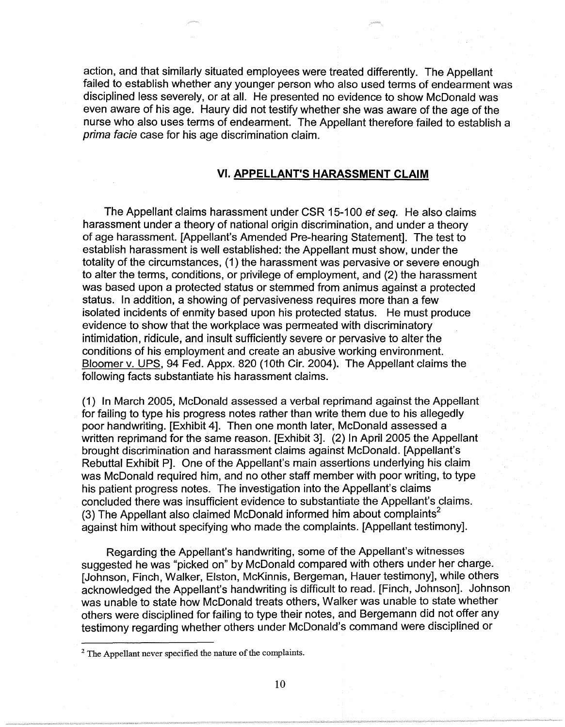action, and that similarly situated employees were treated differently. The Appellant failed to establish whether any younger person who also used terms of endearment was disciplined less severely, or at all. He presented no evidence to show McDonald was even aware of his age. Haury did not testify whether she was aware of the age of the nurse who also uses terms of endearment. The Appellant therefore failed to establish a *prima facie* case for his age discrimination claim.

## VI. APPELLANT'S HARASSMENT CLAIM

The Appellant claims harassment under CSR 15-100 *et seq.* He also claims harassment under a theory of national origin discrimination, and under a theory of age harassment. [Appellant's Amended Pre-hearing Statement]. The test to establish harassment is well established: the Appellant must show, under the totality of the circumstances, (1) the harassment was pervasive or severe enough to alter the terms, conditions, or privilege of employment, and (2) the harassment was based upon a protected status or stemmed from animus against a protected status. In addition, a showing of pervasiveness requires more than a few isolated incidents of enmity based upon his protected status. He must produce evidence to show that the workplace was permeated with discriminatory intimidation, ridicule, and insult sufficiently severe or pervasive to alter the conditions of his employment and create an abusive working environment. Bloomer v. UPS, 94 Fed. Appx. 820 (10th Cir. 2004). The Appellant claims the following facts substantiate his harassment claims.

(1) In March 2005, McDonald assessed a verbal reprimand against the Appellant for failing to type his progress notes rather than write them due to his allegedly poor handwriting. [Exhibit 4]. Then one month later, McDonald assessed a written reprimand for the same reason. [Exhibit 3]. (2) In April 2005 the Appellant brought discrimination and harassment claims against McDonald. [Appellant's Rebuttal Exhibit P]. One of the Appellant's main assertions underlying his claim was McDonald required him, and no other staff member with poor writing, to type his patient progress notes. The investigation into the Appellant's claims concluded there was insufficient evidence to substantiate the Appellant's claims. (3) The Appellant also claimed McDonald informed him about complaints[2] against him without specifying who made the complaints. [Appellant testimony].

Regarding the Appellant's handwriting, some of the Appellant's witnesses suggested he was "picked on" by McDonald compared with others under her charge. [Johnson, Finch, Walker, Elston, McKinnis, Bergeman, Hauer testimony], while others acknowledged the Appellant's handwriting is difficult to read. [Finch, Johnson]. Johnson was unable to state how McDonald treats others, Walker was unable to state whether others were disciplined for failing to type their notes, and Bergemann did not offer any testimony regarding whether others under McDonald's command were disciplined or

[2] The Appellant never specified the nature of the complaints.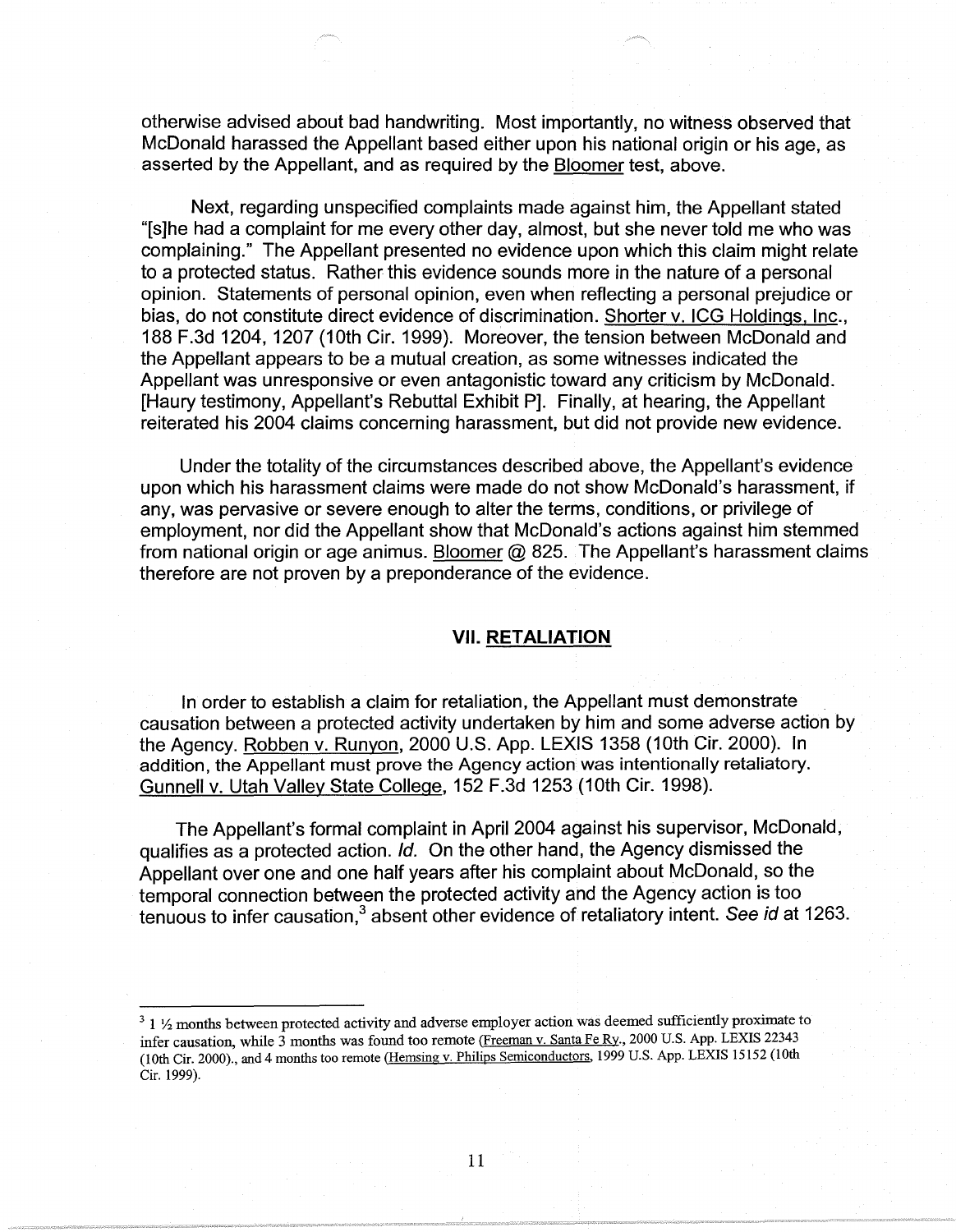otherwise advised about bad handwriting. Most importantly, no witness observed that McDonald harassed the Appellant based either upon his national origin or his age, as asserted by the Appellant, and as required by the Bloomer test, above.

Next, regarding unspecified complaints made against him, the Appellant stated "[s]he had a complaint for me every other day, almost, but she never told me who was complaining." The Appellant presented no evidence upon which this claim might relate to a protected status. Rather this evidence sounds more in the nature of a personal opinion. Statements of personal opinion, even when reflecting a personal prejudice or bias, do not constitute direct evidence of discrimination. Shorter v. ICG Holdings, Inc., 188 F.3d 1204, 1207 (10th Cir. 1999). Moreover, the tension between McDonald and the Appellant appears to be a mutual creation, as some witnesses indicated the Appellant was unresponsive or even antagonistic toward any criticism by McDonald. [Haury testimony, Appellant's Rebuttal Exhibit P]. Finally, at hearing, the Appellant reiterated his 2004 claims concerning harassment, but did not provide new evidence.

Under the totality of the circumstances described above, the Appellant's evidence upon which his harassment claims were made do not show McDonald's harassment, if any, was pervasive or severe enough to alter the terms, conditions, or privilege of employment, nor did the Appellant show that McDonald's actions against him stemmed from national origin or age animus. Bloomer @ 825. The Appellant's harassment claims therefore are not proven by a preponderance of the evidence.

## VII. RETALIATION

In order to establish a claim for retaliation, the Appellant must demonstrate causation between a protected activity undertaken by him and some adverse action by the Agency. Robben v. Runyon, 2000 U.S. App. LEXIS 1358 (10th Cir. 2000). In addition, the Appellant must prove the Agency action was intentionally retaliatory. Gunnell v. Utah Valley State College, 152 F.3d 1253 (10th Cir. 1998).

The Appellant's formal complaint in April 2004 against his supervisor, McDonald, qualifies as a protected action. *Id.* On the other hand, the Agency dismissed the Appellant over one and one half years after his complaint about McDonald, so the temporal connection between the protected activity and the Agency action is too tenuous to infer causation,[3] absent other evidence of retaliatory intent. *See id* at 1263.

---

[3] 1 ½ months between protected activity and adverse employer action was deemed sufficiently proximate to infer causation, while 3 months was found too remote (Freeman v. Santa Fe Ry., 2000 U.S. App. LEXIS 22343 (10th Cir. 2000)., and 4 months too remote (Hemsing v. Philips Semiconductors, 1999 U.S. App. LEXIS 15152 (10th Cir. 1999).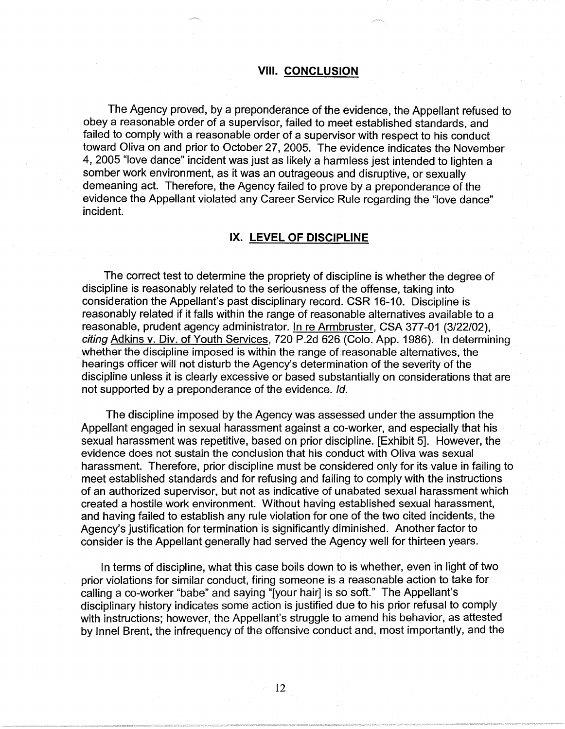## VIII. CONCLUSION

The Agency proved, by a preponderance of the evidence, the Appellant refused to obey a reasonable order of a supervisor, failed to meet established standards, and failed to comply with a reasonable order of a supervisor with respect to his conduct toward Oliva on and prior to October 27, 2005. The evidence indicates the November 4, 2005 "love dance" incident was just as likely a harmless jest intended to lighten a somber work environment, as it was an outrageous and disruptive, or sexually demeaning act. Therefore, the Agency failed to prove by a preponderance of the evidence the Appellant violated any Career Service Rule regarding the "love dance" incident.

## IX. LEVEL OF DISCIPLINE

The correct test to determine the propriety of discipline is whether the degree of discipline is reasonably related to the seriousness of the offense, taking into consideration the Appellant's past disciplinary record. CSR 16-10. Discipline is reasonably related if it falls within the range of reasonable alternatives available to a reasonable, prudent agency administrator. In re Armbruster, CSA 377-01 (3/22/02), *citing* Adkins v. Div. of Youth Services, 720 P.2d 626 (Colo. App. 1986). In determining whether the discipline imposed is within the range of reasonable alternatives, the hearings officer will not disturb the Agency's determination of the severity of the discipline unless it is clearly excessive or based substantially on considerations that are not supported by a preponderance of the evidence. *Id.*

The discipline imposed by the Agency was assessed under the assumption the Appellant engaged in sexual harassment against a co-worker, and especially that his sexual harassment was repetitive, based on prior discipline. [Exhibit 5]. However, the evidence does not sustain the conclusion that his conduct with Oliva was sexual harassment. Therefore, prior discipline must be considered only for its value in failing to meet established standards and for refusing and failing to comply with the instructions of an authorized supervisor, but not as indicative of unabated sexual harassment which created a hostile work environment. Without having established sexual harassment, and having failed to establish any rule violation for one of the two cited incidents, the Agency's justification for termination is significantly diminished. Another factor to consider is the Appellant generally had served the Agency well for thirteen years.

In terms of discipline, what this case boils down to is whether, even in light of two prior violations for similar conduct, firing someone is a reasonable action to take for calling a co-worker "babe" and saying "[your hair] is so soft." The Appellant's disciplinary history indicates some action is justified due to his prior refusal to comply with instructions; however, the Appellant's struggle to amend his behavior, as attested by Innel Brent, the infrequency of the offensive conduct and, most importantly, and the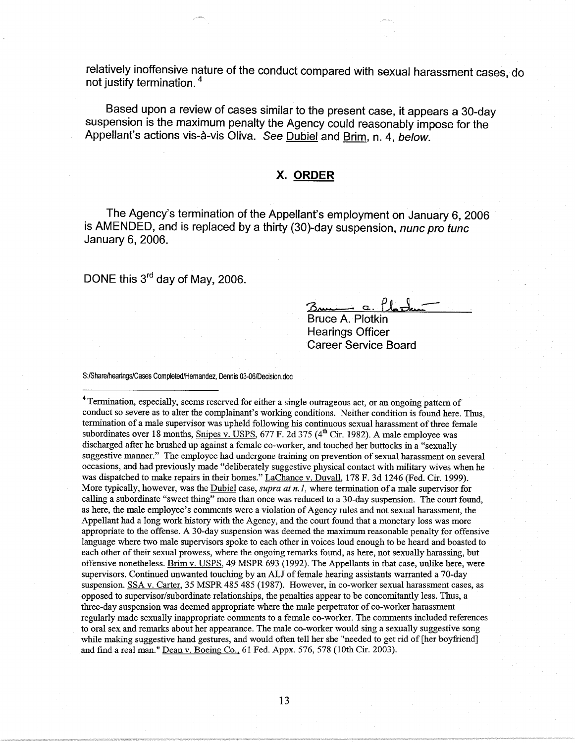relatively inoffensive nature of the conduct compared with sexual harassment cases, do not justify termination. [4]

Based upon a review of cases similar to the present case, it appears a 30-day suspension is the maximum penalty the Agency could reasonably impose for the Appellant's actions vis-à-vis Oliva. *See* Dubiel and Brim, n. 4, *below.*

## X. ORDER

The Agency's termination of the Appellant's employment on January 6, 2006 is AMENDED, and is replaced by a thirty (30)-day suspension, *nunc pro tunc* January 6, 2006.

DONE this 3rd day of May, 2006.

Bruce A. Plotkin
Hearings Officer
Career Service Board

S:/Share/hearings/Cases Completed/Hernandez, Dennis 03-06/Decision.doc

---

[4] Termination, especially, seems reserved for either a single outrageous act, or an ongoing pattern of conduct so severe as to alter the complainant's working conditions. Neither condition is found here. Thus, termination of a male supervisor was upheld following his continuous sexual harassment of three female subordinates over 18 months, Snipes v. USPS, 677 F. 2d 375 (4th Cir. 1982). A male employee was discharged after he brushed up against a female co-worker, and touched her buttocks in a "sexually suggestive manner." The employee had undergone training on prevention of sexual harassment on several occasions, and had previously made "deliberately suggestive physical contact with military wives when he was dispatched to make repairs in their homes." LaChance v. Duvall, 178 F. 3d 1246 (Fed. Cir. 1999). More typically, however, was the Dubiel case, *supra at n.1,* where termination of a male supervisor for calling a subordinate "sweet thing" more than once was reduced to a 30-day suspension. The court found, as here, the male employee's comments were a violation of Agency rules and not sexual harassment, the Appellant had a long work history with the Agency, and the court found that a monetary loss was more appropriate to the offense. A 30-day suspension was deemed the maximum reasonable penalty for offensive language where two male supervisors spoke to each other in voices loud enough to be heard and boasted to each other of their sexual prowess, where the ongoing remarks found, as here, not sexually harassing, but offensive nonetheless. Brim v. USPS, 49 MSPR 693 (1992). The Appellants in that case, unlike here, were supervisors. Continued unwanted touching by an ALJ of female hearing assistants warranted a 70-day suspension. SSA v. Carter, 35 MSPR 485 485 (1987). However, in co-worker sexual harassment cases, as opposed to supervisor/subordinate relationships, the penalties appear to be concomitantly less. Thus, a three-day suspension was deemed appropriate where the male perpetrator of co-worker harassment regularly made sexually inappropriate comments to a female co-worker. The comments included references to oral sex and remarks about her appearance. The male co-worker would sing a sexually suggestive song while making suggestive hand gestures, and would often tell her she "needed to get rid of [her boyfriend] and find a real man." Dean v. Boeing Co., 61 Fed. Appx. 576, 578 (10th Cir. 2003).